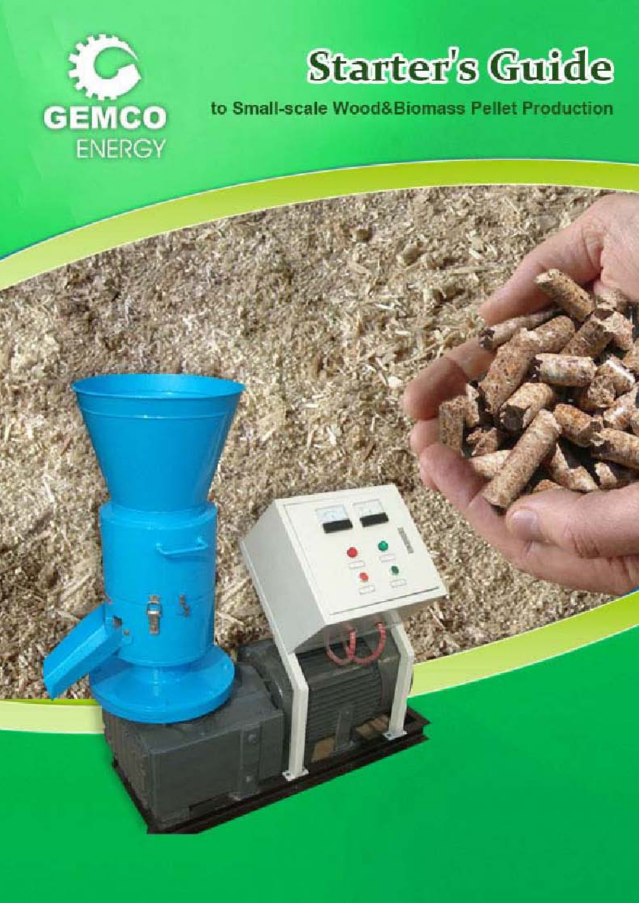GEMCO ENERGY

# Starter's Guide

to Small-scale Wood&Biomass Pellet Production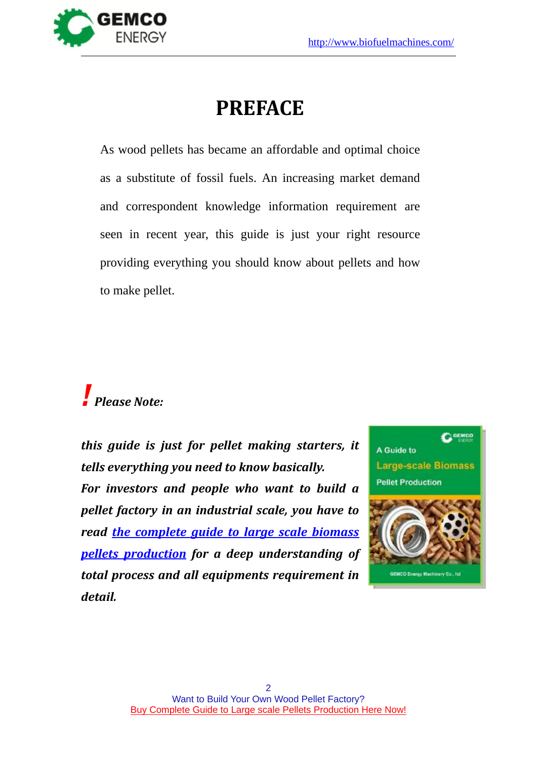# PREFACE

As wood pellets has became an affordable and optimal choice as a substitute of fossil fuels. An increasing market demand and correspondent knowledge information requirement are seen in recent year, this guide is just your right resource providing everything you should know about pellets and how to make pellet.

***! Please Note:***

***this guide is just for pellet making starters, it tells everything you need to know basically.***
***For investors and people who want to build a pellet factory in an industrial scale, you have to read [the complete guide to large scale biomass pellets production]() for a deep understanding of total process and all equipments requirement in detail.***

Want to Build Your Own Wood Pellet Factory?
Buy Complete Guide to Large scale Pellets Production Here Now!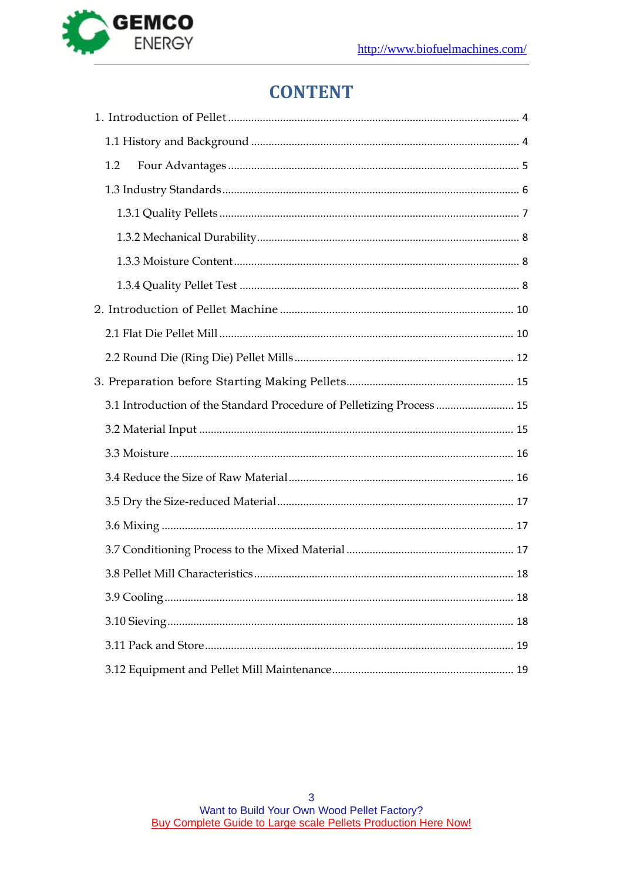# CONTENT

1. Introduction of Pellet ........ 4
   - 1.1 History and Background ........ 4
   - 1.2 Four Advantages ........ 5
   - 1.3 Industry Standards ........ 6
     - 1.3.1 Quality Pellets ........ 7
     - 1.3.2 Mechanical Durability ........ 8
     - 1.3.3 Moisture Content ........ 8
     - 1.3.4 Quality Pellet Test ........ 8
2. Introduction of Pellet Machine ........ 10
   - 2.1 Flat Die Pellet Mill ........ 10
   - 2.2 Round Die (Ring Die) Pellet Mills ........ 12
3. Preparation before Starting Making Pellets ........ 15
   - 3.1 Introduction of the Standard Procedure of Pelletizing Process ........ 15
   - 3.2 Material Input ........ 15
   - 3.3 Moisture ........ 16
   - 3.4 Reduce the Size of Raw Material ........ 16
   - 3.5 Dry the Size-reduced Material ........ 17
   - 3.6 Mixing ........ 17
   - 3.7 Conditioning Process to the Mixed Material ........ 17
   - 3.8 Pellet Mill Characteristics ........ 18
   - 3.9 Cooling ........ 18
   - 3.10 Sieving ........ 18
   - 3.11 Pack and Store ........ 19
   - 3.12 Equipment and Pellet Mill Maintenance ........ 19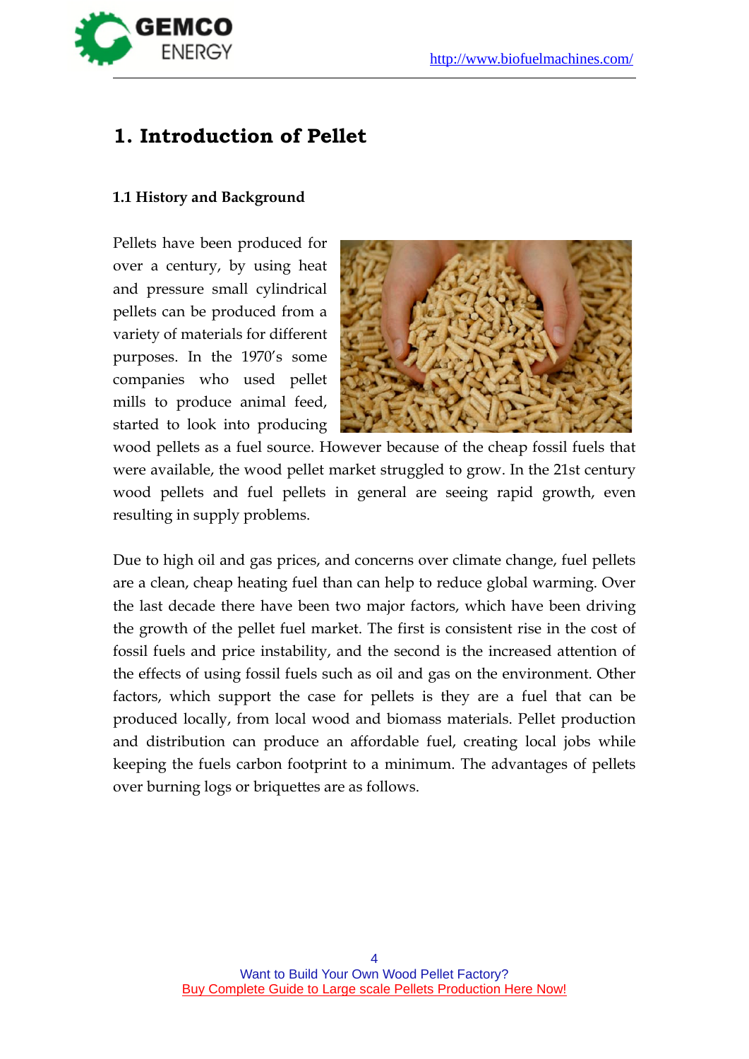# 1. Introduction of Pellet

### 1.1 History and Background

Pellets have been produced for over a century, by using heat and pressure small cylindrical pellets can be produced from a variety of materials for different purposes. In the 1970's some companies who used pellet mills to produce animal feed, started to look into producing wood pellets as a fuel source. However because of the cheap fossil fuels that were available, the wood pellet market struggled to grow. In the 21st century wood pellets and fuel pellets in general are seeing rapid growth, even resulting in supply problems.

Due to high oil and gas prices, and concerns over climate change, fuel pellets are a clean, cheap heating fuel than can help to reduce global warming. Over the last decade there have been two major factors, which have been driving the growth of the pellet fuel market. The first is consistent rise in the cost of fossil fuels and price instability, and the second is the increased attention of the effects of using fossil fuels such as oil and gas on the environment. Other factors, which support the case for pellets is they are a fuel that can be produced locally, from local wood and biomass materials. Pellet production and distribution can produce an affordable fuel, creating local jobs while keeping the fuels carbon footprint to a minimum. The advantages of pellets over burning logs or briquettes are as follows.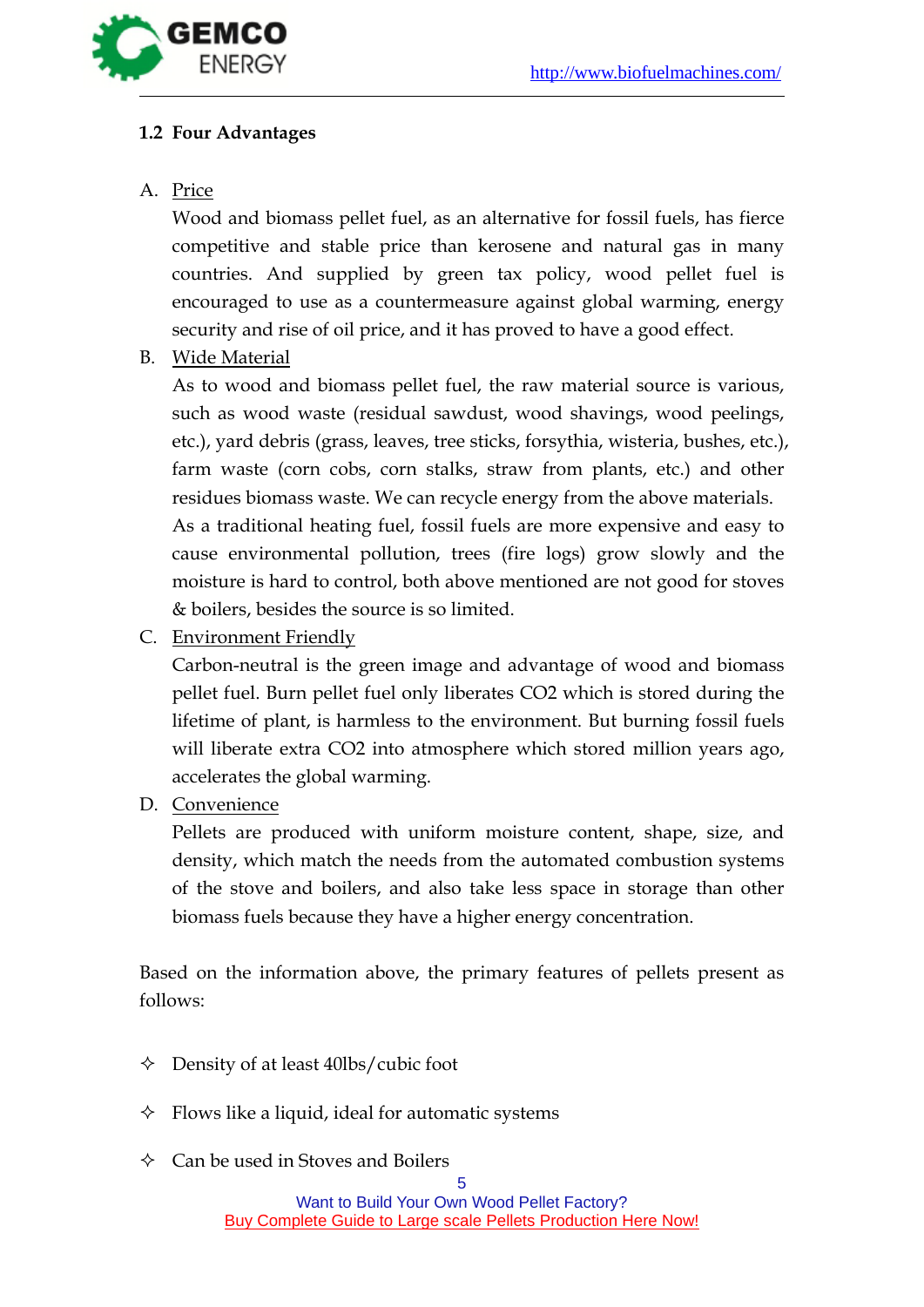## 1.2 Four Advantages

A. Price

Wood and biomass pellet fuel, as an alternative for fossil fuels, has fierce competitive and stable price than kerosene and natural gas in many countries. And supplied by green tax policy, wood pellet fuel is encouraged to use as a countermeasure against global warming, energy security and rise of oil price, and it has proved to have a good effect.

B. Wide Material

As to wood and biomass pellet fuel, the raw material source is various, such as wood waste (residual sawdust, wood shavings, wood peelings, etc.), yard debris (grass, leaves, tree sticks, forsythia, wisteria, bushes, etc.), farm waste (corn cobs, corn stalks, straw from plants, etc.) and other residues biomass waste. We can recycle energy from the above materials. As a traditional heating fuel, fossil fuels are more expensive and easy to cause environmental pollution, trees (fire logs) grow slowly and the moisture is hard to control, both above mentioned are not good for stoves & boilers, besides the source is so limited.

C. Environment Friendly

Carbon-neutral is the green image and advantage of wood and biomass pellet fuel. Burn pellet fuel only liberates $CO_2$ which is stored during the lifetime of plant, is harmless to the environment. But burning fossil fuels will liberate extra $CO_2$ into atmosphere which stored million years ago, accelerates the global warming.

D. Convenience

Pellets are produced with uniform moisture content, shape, size, and density, which match the needs from the automated combustion systems of the stove and boilers, and also take less space in storage than other biomass fuels because they have a higher energy concentration.

Based on the information above, the primary features of pellets present as follows:

- ✧ Density of at least 40lbs/cubic foot
- ✧ Flows like a liquid, ideal for automatic systems
- ✧ Can be used in Stoves and Boilers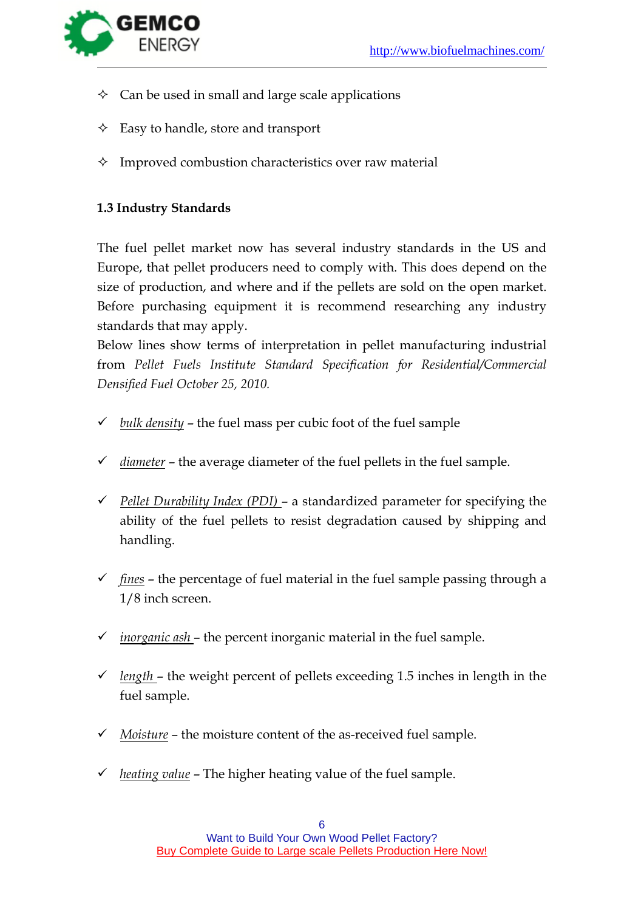- ✧ Can be used in small and large scale applications
- ✧ Easy to handle, store and transport
- ✧ Improved combustion characteristics over raw material

### 1.3 Industry Standards

The fuel pellet market now has several industry standards in the US and Europe, that pellet producers need to comply with. This does depend on the size of production, and where and if the pellets are sold on the open market. Before purchasing equipment it is recommend researching any industry standards that may apply.

Below lines show terms of interpretation in pellet manufacturing industrial from *Pellet Fuels Institute Standard Specification for Residential/Commercial Densified Fuel October 25, 2010.*

- ✓ *bulk density* – the fuel mass per cubic foot of the fuel sample
- ✓ *diameter* – the average diameter of the fuel pellets in the fuel sample.
- ✓ *Pellet Durability Index (PDI)* – a standardized parameter for specifying the ability of the fuel pellets to resist degradation caused by shipping and handling.
- ✓ *fines* – the percentage of fuel material in the fuel sample passing through a 1/8 inch screen.
- ✓ *inorganic ash* – the percent inorganic material in the fuel sample.
- ✓ *length* – the weight percent of pellets exceeding 1.5 inches in length in the fuel sample.
- ✓ *Moisture* – the moisture content of the as-received fuel sample.
- ✓ *heating value* – The higher heating value of the fuel sample.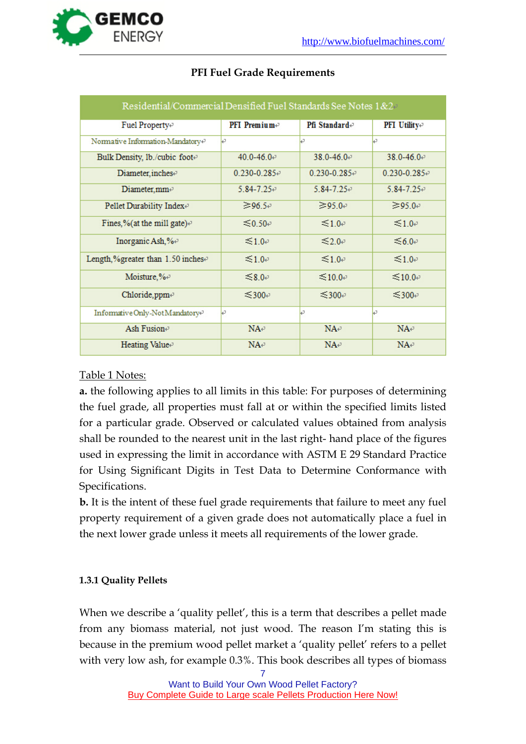## PFI Fuel Grade Requirements

| Residential/Commercial Densified Fuel Standards See Notes 1&2 | | | |
|---|---|---|---|
| Fuel Property | PFI Premium | Pfi Standard | PFI Utility |
| Normative Information-Mandatory | | | |
| Bulk Density, lb./cubic foot | 40.0-46.0 | 38.0-46.0 | 38.0-46.0 |
| Diameter,inches | 0.230-0.285 | 0.230-0.285 | 0.230-0.285 |
| Diameter,mm | 5.84-7.25 | 5.84-7.25 | 5.84-7.25 |
| Pellet Durability Index | ≥96.5 | ≥95.0 | ≥95.0 |
| Fines,%(at the mill gate) | ≤0.50 | ≤1.0 | ≤1.0 |
| Inorganic Ash,% | ≤1.0 | ≤2.0 | ≤6.0 |
| Length,%greater than 1.50 inches | ≤1.0 | ≤1.0 | ≤1.0 |
| Moisture,% | ≤8.0 | ≤10.0 | ≤10.0 |
| Chloride,ppm | ≤300 | ≤300 | ≤300 |
| Informative Only-Not Mandatory | | | |
| Ash Fusion | NA | NA | NA |
| Heating Value | NA | NA | NA |

Table 1 Notes:

**a.** the following applies to all limits in this table: For purposes of determining the fuel grade, all properties must fall at or within the specified limits listed for a particular grade. Observed or calculated values obtained from analysis shall be rounded to the nearest unit in the last right- hand place of the figures used in expressing the limit in accordance with ASTM E 29 Standard Practice for Using Significant Digits in Test Data to Determine Conformance with Specifications.

**b.** It is the intent of these fuel grade requirements that failure to meet any fuel property requirement of a given grade does not automatically place a fuel in the next lower grade unless it meets all requirements of the lower grade.

### 1.3.1 Quality Pellets

When we describe a 'quality pellet', this is a term that describes a pellet made from any biomass material, not just wood. The reason I'm stating this is because in the premium wood pellet market a 'quality pellet' refers to a pellet with very low ash, for example 0.3%. This book describes all types of biomass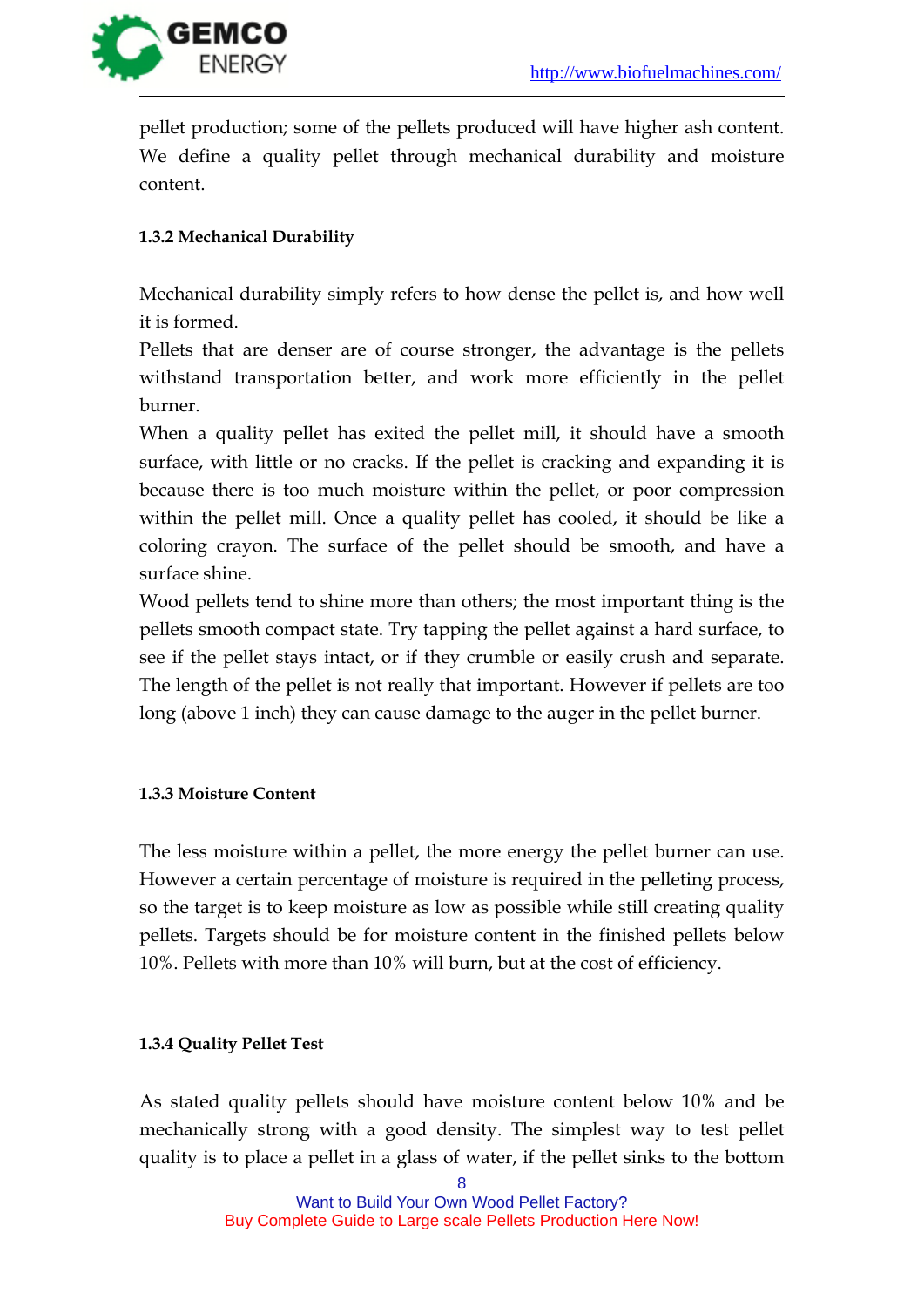pellet production; some of the pellets produced will have higher ash content. We define a quality pellet through mechanical durability and moisture content.

### 1.3.2 Mechanical Durability

Mechanical durability simply refers to how dense the pellet is, and how well it is formed.

Pellets that are denser are of course stronger, the advantage is the pellets withstand transportation better, and work more efficiently in the pellet burner.

When a quality pellet has exited the pellet mill, it should have a smooth surface, with little or no cracks. If the pellet is cracking and expanding it is because there is too much moisture within the pellet, or poor compression within the pellet mill. Once a quality pellet has cooled, it should be like a coloring crayon. The surface of the pellet should be smooth, and have a surface shine.

Wood pellets tend to shine more than others; the most important thing is the pellets smooth compact state. Try tapping the pellet against a hard surface, to see if the pellet stays intact, or if they crumble or easily crush and separate. The length of the pellet is not really that important. However if pellets are too long (above 1 inch) they can cause damage to the auger in the pellet burner.

### 1.3.3 Moisture Content

The less moisture within a pellet, the more energy the pellet burner can use. However a certain percentage of moisture is required in the pelleting process, so the target is to keep moisture as low as possible while still creating quality pellets. Targets should be for moisture content in the finished pellets below 10%. Pellets with more than 10% will burn, but at the cost of efficiency.

### 1.3.4 Quality Pellet Test

As stated quality pellets should have moisture content below 10% and be mechanically strong with a good density. The simplest way to test pellet quality is to place a pellet in a glass of water, if the pellet sinks to the bottom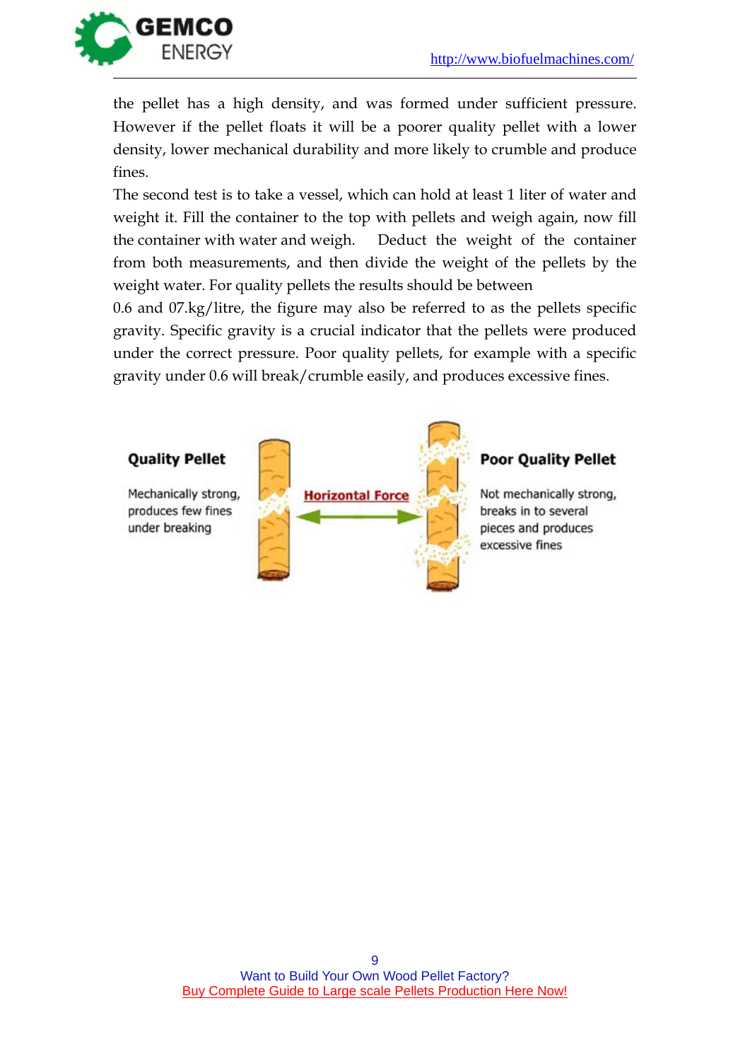the pellet has a high density, and was formed under sufficient pressure. However if the pellet floats it will be a poorer quality pellet with a lower density, lower mechanical durability and more likely to crumble and produce fines.

The second test is to take a vessel, which can hold at least 1 liter of water and weight it. Fill the container to the top with pellets and weigh again, now fill the container with water and weigh. Deduct the weight of the container from both measurements, and then divide the weight of the pellets by the weight water. For quality pellets the results should be between

0.6 and 07.kg/litre, the figure may also be referred to as the pellets specific gravity. Specific gravity is a crucial indicator that the pellets were produced under the correct pressure. Poor quality pellets, for example with a specific gravity under 0.6 will break/crumble easily, and produces excessive fines.

**Quality Pellet**

Mechanically strong, produces few fines under breaking

**Horizontal Force**

**Poor Quality Pellet**

Not mechanically strong, breaks in to several pieces and produces excessive fines

Want to Build Your Own Wood Pellet Factory?
Buy Complete Guide to Large scale Pellets Production Here Now!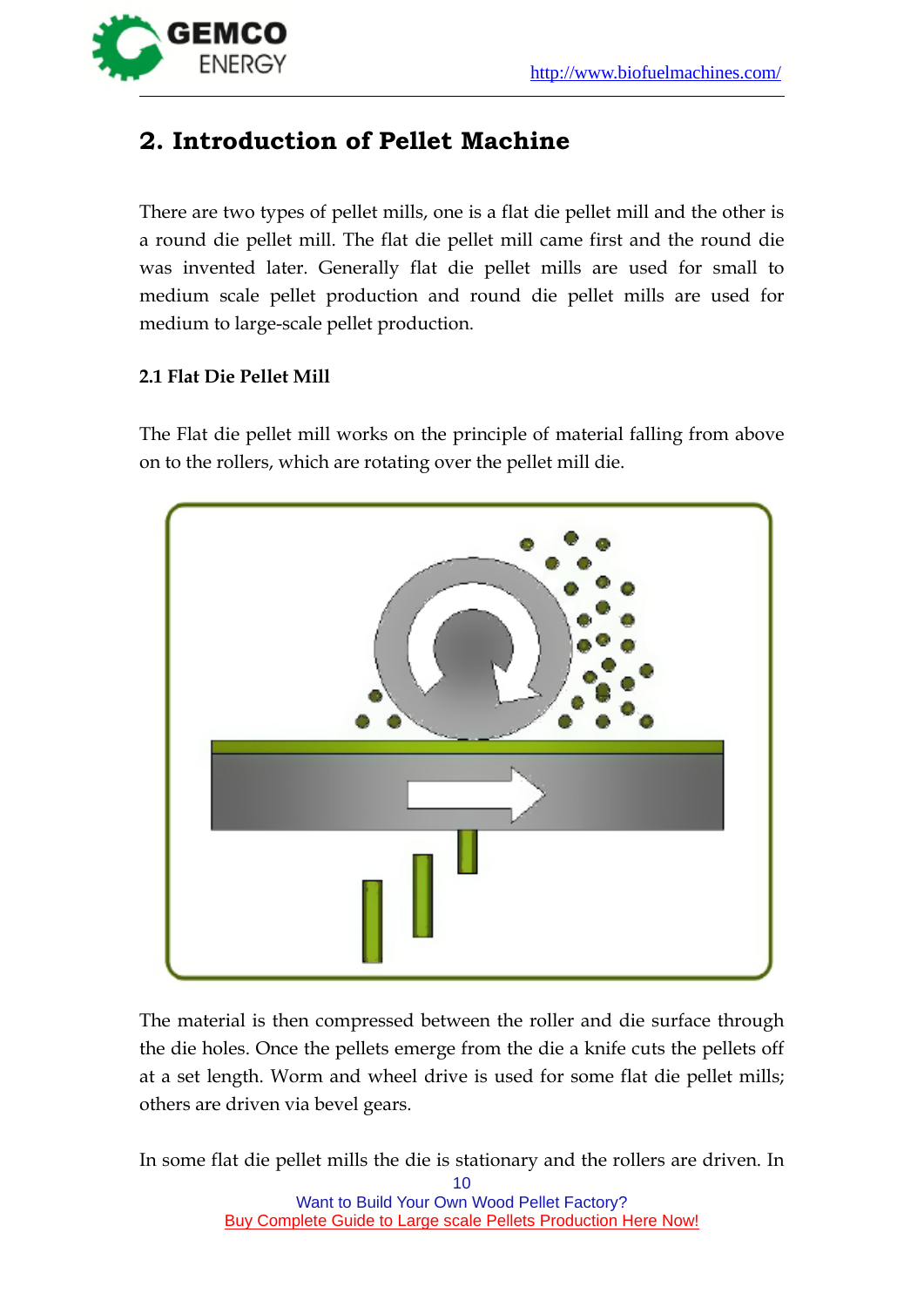## 2. Introduction of Pellet Machine

There are two types of pellet mills, one is a flat die pellet mill and the other is a round die pellet mill. The flat die pellet mill came first and the round die was invented later. Generally flat die pellet mills are used for small to medium scale pellet production and round die pellet mills are used for medium to large-scale pellet production.

### 2.1 Flat Die Pellet Mill

The Flat die pellet mill works on the principle of material falling from above on to the rollers, which are rotating over the pellet mill die.

The material is then compressed between the roller and die surface through the die holes. Once the pellets emerge from the die a knife cuts the pellets off at a set length. Worm and wheel drive is used for some flat die pellet mills; others are driven via bevel gears.

In some flat die pellet mills the die is stationary and the rollers are driven. In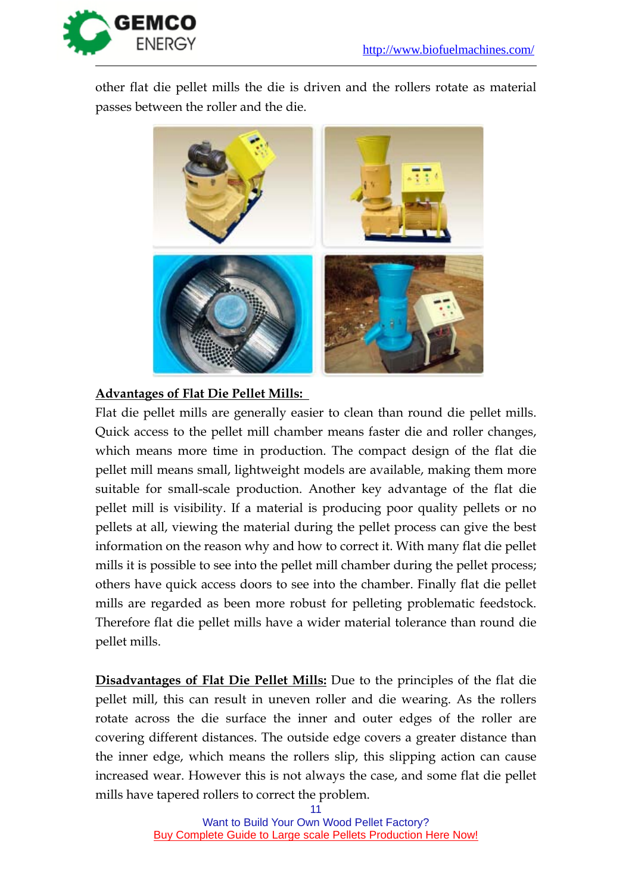other flat die pellet mills the die is driven and the rollers rotate as material passes between the roller and the die.

**Advantages of Flat Die Pellet Mills:**

Flat die pellet mills are generally easier to clean than round die pellet mills. Quick access to the pellet mill chamber means faster die and roller changes, which means more time in production. The compact design of the flat die pellet mill means small, lightweight models are available, making them more suitable for small-scale production. Another key advantage of the flat die pellet mill is visibility. If a material is producing poor quality pellets or no pellets at all, viewing the material during the pellet process can give the best information on the reason why and how to correct it. With many flat die pellet mills it is possible to see into the pellet mill chamber during the pellet process; others have quick access doors to see into the chamber. Finally flat die pellet mills are regarded as been more robust for pelleting problematic feedstock. Therefore flat die pellet mills have a wider material tolerance than round die pellet mills.

**Disadvantages of Flat Die Pellet Mills:** Due to the principles of the flat die pellet mill, this can result in uneven roller and die wearing. As the rollers rotate across the die surface the inner and outer edges of the roller are covering different distances. The outside edge covers a greater distance than the inner edge, which means the rollers slip, this slipping action can cause increased wear. However this is not always the case, and some flat die pellet mills have tapered rollers to correct the problem.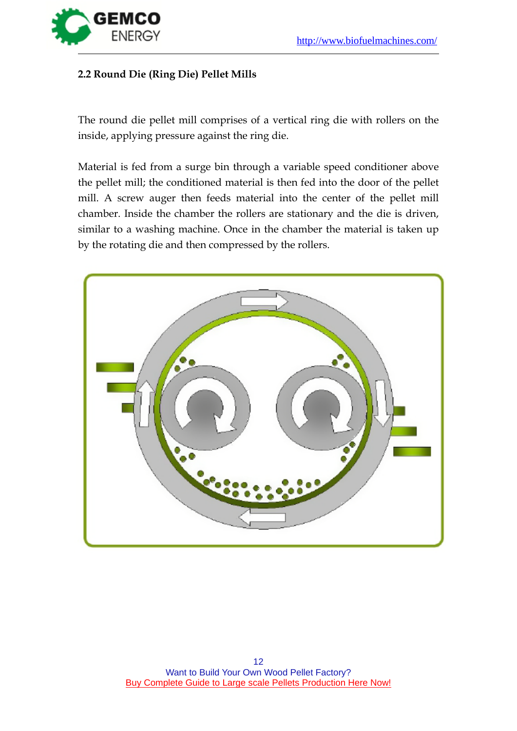## 2.2 Round Die (Ring Die) Pellet Mills

The round die pellet mill comprises of a vertical ring die with rollers on the inside, applying pressure against the ring die.

Material is fed from a surge bin through a variable speed conditioner above the pellet mill; the conditioned material is then fed into the door of the pellet mill. A screw auger then feeds material into the center of the pellet mill chamber. Inside the chamber the rollers are stationary and the die is driven, similar to a washing machine. Once in the chamber the material is taken up by the rotating die and then compressed by the rollers.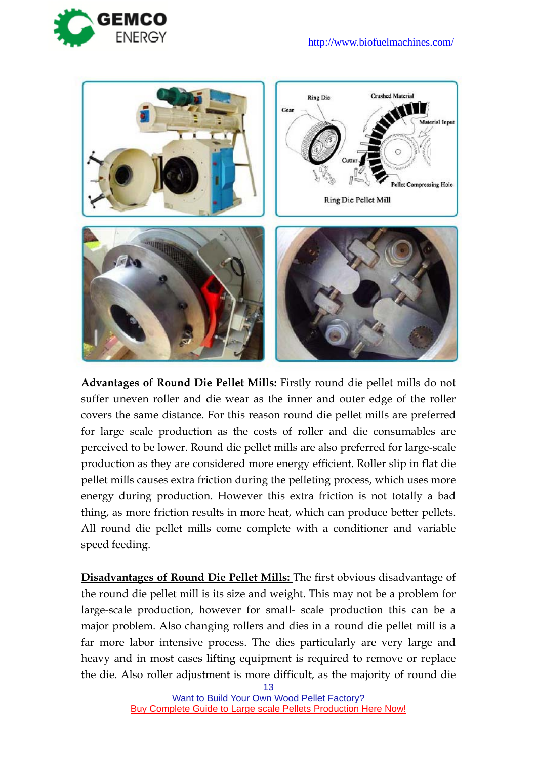**Advantages of Round Die Pellet Mills:** Firstly round die pellet mills do not suffer uneven roller and die wear as the inner and outer edge of the roller covers the same distance. For this reason round die pellet mills are preferred for large scale production as the costs of roller and die consumables are perceived to be lower. Round die pellet mills are also preferred for large-scale production as they are considered more energy efficient. Roller slip in flat die pellet mills causes extra friction during the pelleting process, which uses more energy during production. However this extra friction is not totally a bad thing, as more friction results in more heat, which can produce better pellets. All round die pellet mills come complete with a conditioner and variable speed feeding.

**Disadvantages of Round Die Pellet Mills:** The first obvious disadvantage of the round die pellet mill is its size and weight. This may not be a problem for large-scale production, however for small- scale production this can be a major problem. Also changing rollers and dies in a round die pellet mill is a far more labor intensive process. The dies particularly are very large and heavy and in most cases lifting equipment is required to remove or replace the die. Also roller adjustment is more difficult, as the majority of round die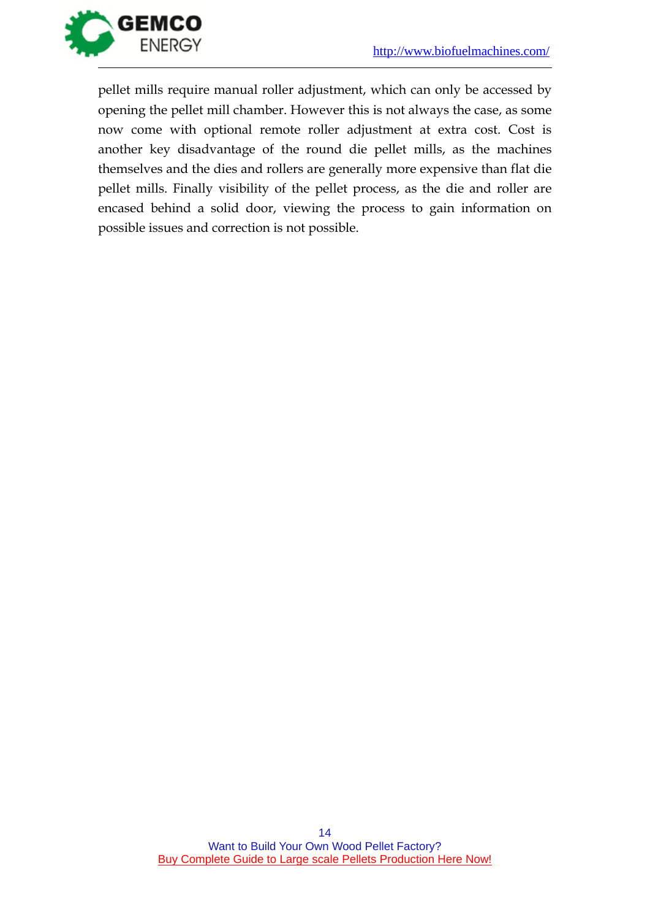pellet mills require manual roller adjustment, which can only be accessed by opening the pellet mill chamber. However this is not always the case, as some now come with optional remote roller adjustment at extra cost. Cost is another key disadvantage of the round die pellet mills, as the machines themselves and the dies and rollers are generally more expensive than flat die pellet mills. Finally visibility of the pellet process, as the die and roller are encased behind a solid door, viewing the process to gain information on possible issues and correction is not possible.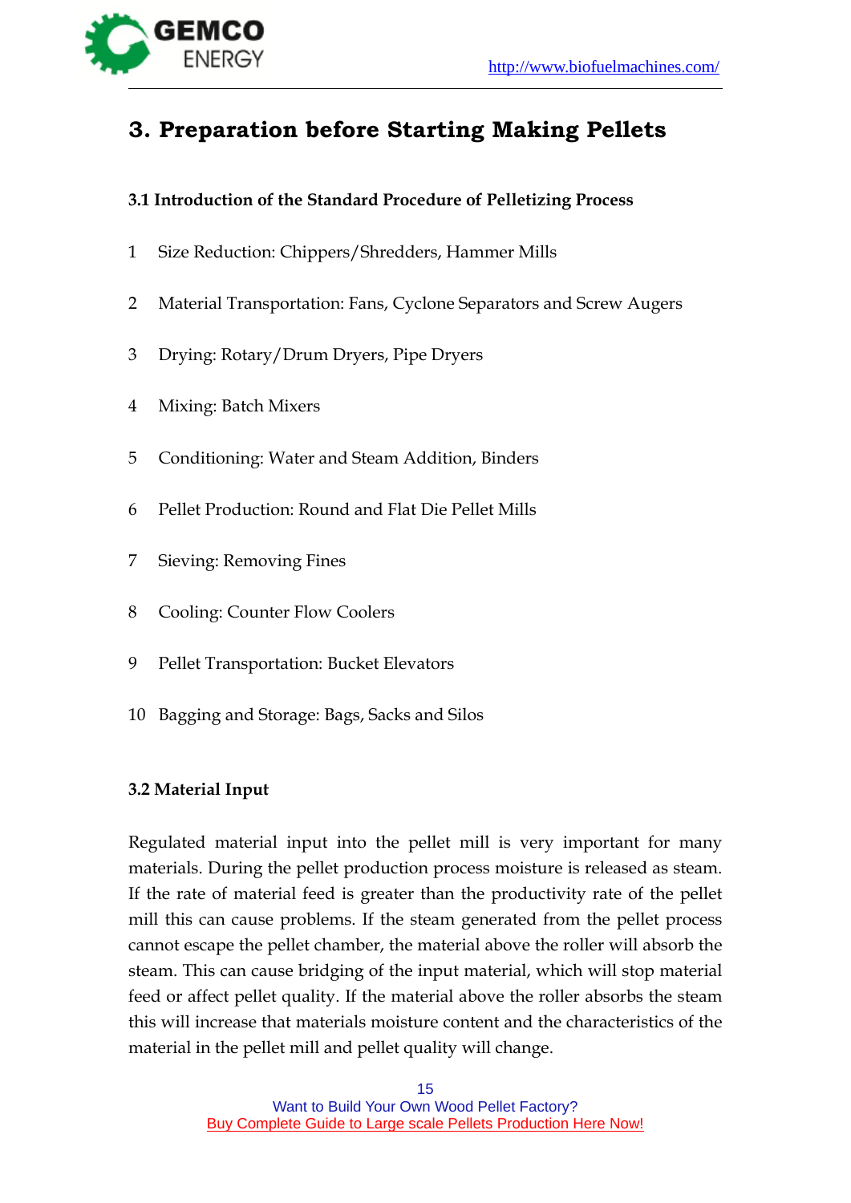# 3. Preparation before Starting Making Pellets

### 3.1 Introduction of the Standard Procedure of Pelletizing Process

1. Size Reduction: Chippers/Shredders, Hammer Mills
2. Material Transportation: Fans, Cyclone Separators and Screw Augers
3. Drying: Rotary/Drum Dryers, Pipe Dryers
4. Mixing: Batch Mixers
5. Conditioning: Water and Steam Addition, Binders
6. Pellet Production: Round and Flat Die Pellet Mills
7. Sieving: Removing Fines
8. Cooling: Counter Flow Coolers
9. Pellet Transportation: Bucket Elevators
10. Bagging and Storage: Bags, Sacks and Silos

### 3.2 Material Input

Regulated material input into the pellet mill is very important for many materials. During the pellet production process moisture is released as steam. If the rate of material feed is greater than the productivity rate of the pellet mill this can cause problems. If the steam generated from the pellet process cannot escape the pellet chamber, the material above the roller will absorb the steam. This can cause bridging of the input material, which will stop material feed or affect pellet quality. If the material above the roller absorbs the steam this will increase that materials moisture content and the characteristics of the material in the pellet mill and pellet quality will change.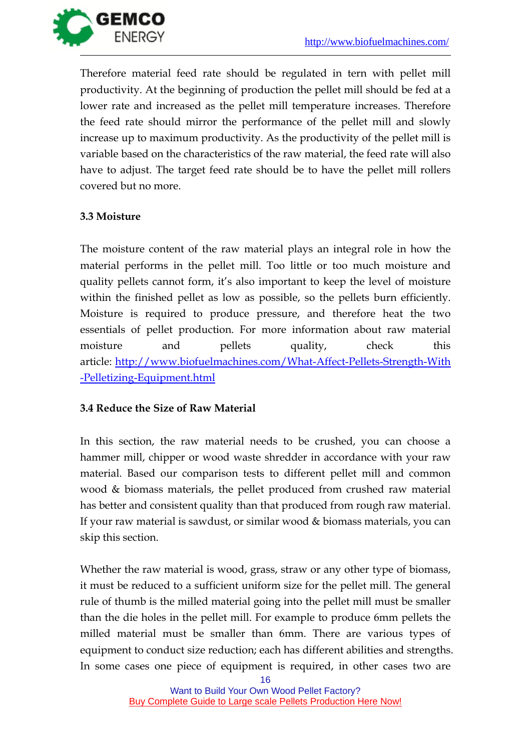Therefore material feed rate should be regulated in tern with pellet mill productivity. At the beginning of production the pellet mill should be fed at a lower rate and increased as the pellet mill temperature increases. Therefore the feed rate should mirror the performance of the pellet mill and slowly increase up to maximum productivity. As the productivity of the pellet mill is variable based on the characteristics of the raw material, the feed rate will also have to adjust. The target feed rate should be to have the pellet mill rollers covered but no more.

### 3.3 Moisture

The moisture content of the raw material plays an integral role in how the material performs in the pellet mill. Too little or too much moisture and quality pellets cannot form, it's also important to keep the level of moisture within the finished pellet as low as possible, so the pellets burn efficiently. Moisture is required to produce pressure, and therefore heat the two essentials of pellet production. For more information about raw material moisture and pellets quality, check this article: [http://www.biofuelmachines.com/What-Affect-Pellets-Strength-With-Pelletizing-Equipment.html](http://www.biofuelmachines.com/What-Affect-Pellets-Strength-With-Pelletizing-Equipment.html)

### 3.4 Reduce the Size of Raw Material

In this section, the raw material needs to be crushed, you can choose a hammer mill, chipper or wood waste shredder in accordance with your raw material. Based our comparison tests to different pellet mill and common wood & biomass materials, the pellet produced from crushed raw material has better and consistent quality than that produced from rough raw material. If your raw material is sawdust, or similar wood & biomass materials, you can skip this section.

Whether the raw material is wood, grass, straw or any other type of biomass, it must be reduced to a sufficient uniform size for the pellet mill. The general rule of thumb is the milled material going into the pellet mill must be smaller than the die holes in the pellet mill. For example to produce 6mm pellets the milled material must be smaller than 6mm. There are various types of equipment to conduct size reduction; each has different abilities and strengths. In some cases one piece of equipment is required, in other cases two are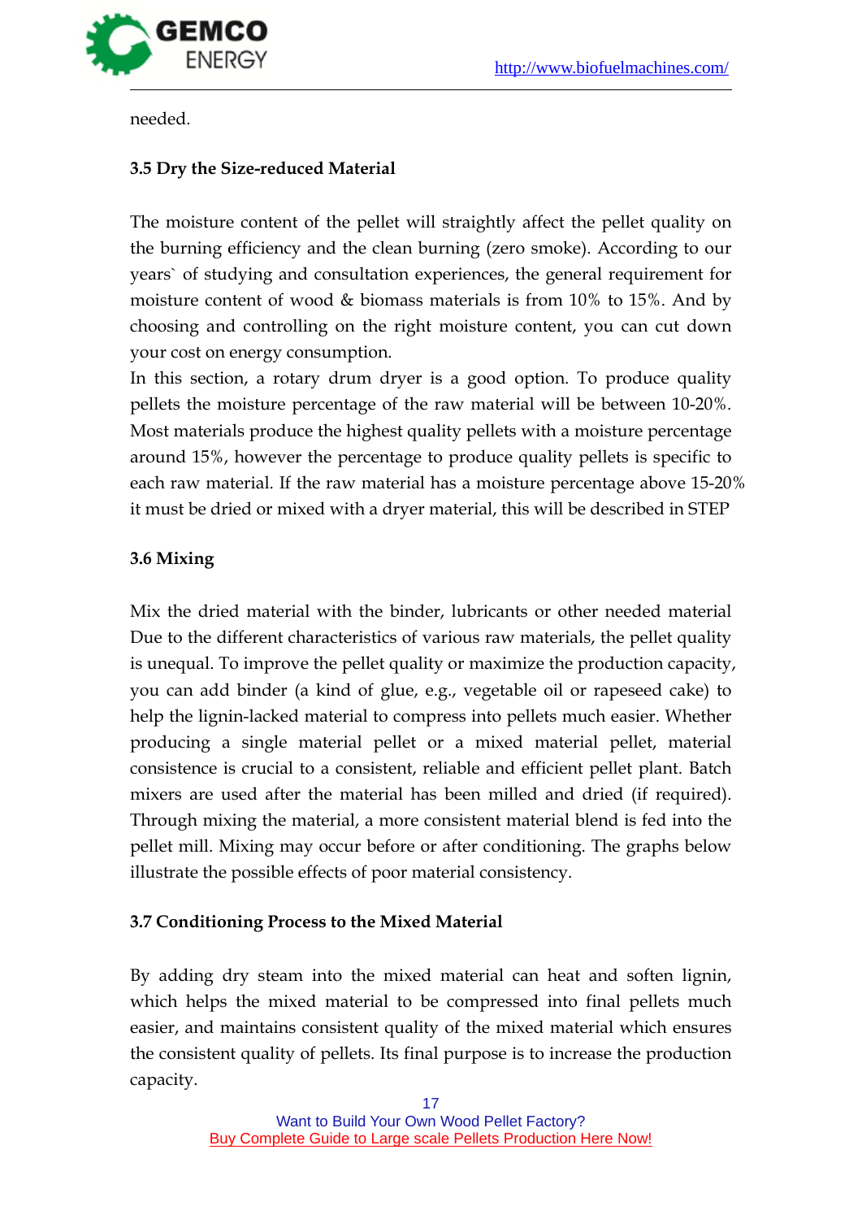needed.

### 3.5 Dry the Size-reduced Material

The moisture content of the pellet will straightly affect the pellet quality on the burning efficiency and the clean burning (zero smoke). According to our years` of studying and consultation experiences, the general requirement for moisture content of wood & biomass materials is from 10% to 15%. And by choosing and controlling on the right moisture content, you can cut down your cost on energy consumption.

In this section, a rotary drum dryer is a good option. To produce quality pellets the moisture percentage of the raw material will be between 10-20%. Most materials produce the highest quality pellets with a moisture percentage around 15%, however the percentage to produce quality pellets is specific to each raw material. If the raw material has a moisture percentage above 15-20% it must be dried or mixed with a dryer material, this will be described in STEP

### 3.6 Mixing

Mix the dried material with the binder, lubricants or other needed material Due to the different characteristics of various raw materials, the pellet quality is unequal. To improve the pellet quality or maximize the production capacity, you can add binder (a kind of glue, e.g., vegetable oil or rapeseed cake) to help the lignin-lacked material to compress into pellets much easier. Whether producing a single material pellet or a mixed material pellet, material consistence is crucial to a consistent, reliable and efficient pellet plant. Batch mixers are used after the material has been milled and dried (if required). Through mixing the material, a more consistent material blend is fed into the pellet mill. Mixing may occur before or after conditioning. The graphs below illustrate the possible effects of poor material consistency.

### 3.7 Conditioning Process to the Mixed Material

By adding dry steam into the mixed material can heat and soften lignin, which helps the mixed material to be compressed into final pellets much easier, and maintains consistent quality of the mixed material which ensures the consistent quality of pellets. Its final purpose is to increase the production capacity.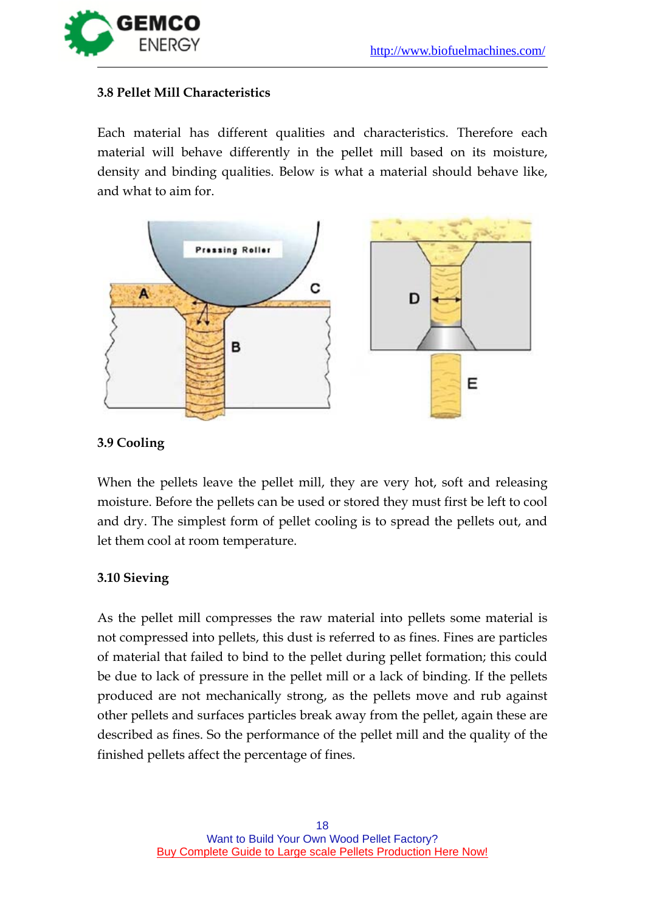### 3.8 Pellet Mill Characteristics

Each material has different qualities and characteristics. Therefore each material will behave differently in the pellet mill based on its moisture, density and binding qualities. Below is what a material should behave like, and what to aim for.

### 3.9 Cooling

When the pellets leave the pellet mill, they are very hot, soft and releasing moisture. Before the pellets can be used or stored they must first be left to cool and dry. The simplest form of pellet cooling is to spread the pellets out, and let them cool at room temperature.

### 3.10 Sieving

As the pellet mill compresses the raw material into pellets some material is not compressed into pellets, this dust is referred to as fines. Fines are particles of material that failed to bind to the pellet during pellet formation; this could be due to lack of pressure in the pellet mill or a lack of binding. If the pellets produced are not mechanically strong, as the pellets move and rub against other pellets and surfaces particles break away from the pellet, again these are described as fines. So the performance of the pellet mill and the quality of the finished pellets affect the percentage of fines.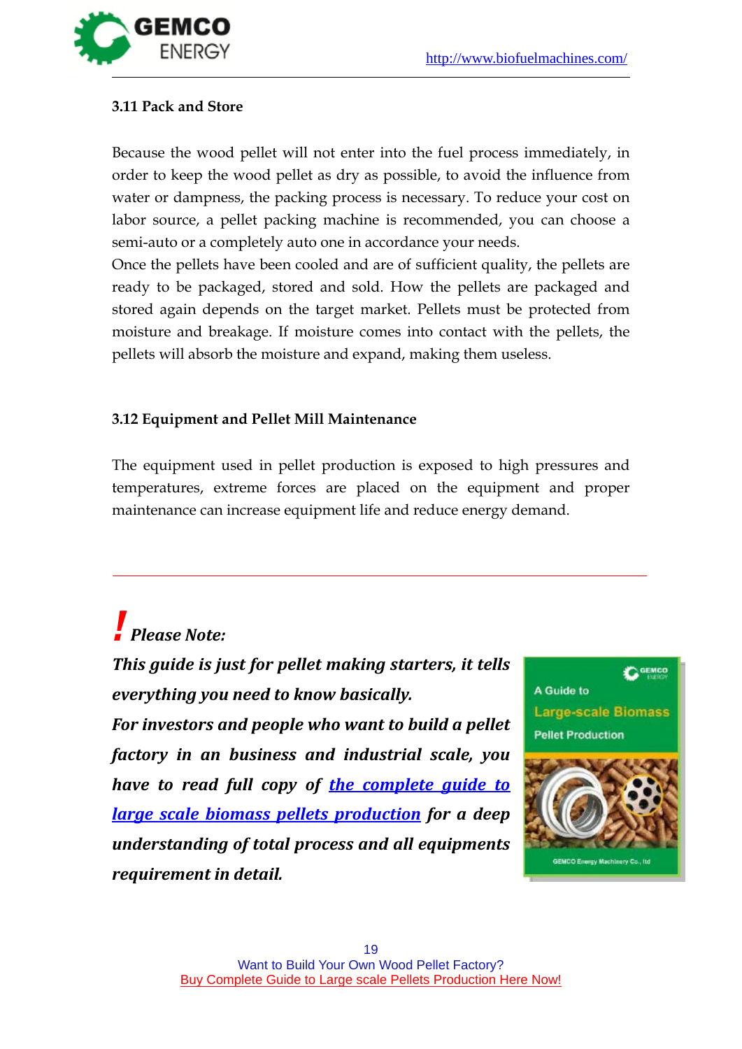### 3.11 Pack and Store

Because the wood pellet will not enter into the fuel process immediately, in order to keep the wood pellet as dry as possible, to avoid the influence from water or dampness, the packing process is necessary. To reduce your cost on labor source, a pellet packing machine is recommended, you can choose a semi-auto or a completely auto one in accordance your needs.

Once the pellets have been cooled and are of sufficient quality, the pellets are ready to be packaged, stored and sold. How the pellets are packaged and stored again depends on the target market. Pellets must be protected from moisture and breakage. If moisture comes into contact with the pellets, the pellets will absorb the moisture and expand, making them useless.

### 3.12 Equipment and Pellet Mill Maintenance

The equipment used in pellet production is exposed to high pressures and temperatures, extreme forces are placed on the equipment and proper maintenance can increase equipment life and reduce energy demand.

---

***! Please Note:***

***This guide is just for pellet making starters, it tells everything you need to know basically.***

***For investors and people who want to build a pellet factory in an business and industrial scale, you have to read full copy of [the complete guide to large scale biomass pellets production]() for a deep understanding of total process and all equipments requirement in detail.***

Want to Build Your Own Wood Pellet Factory?

Buy Complete Guide to Large scale Pellets Production Here Now!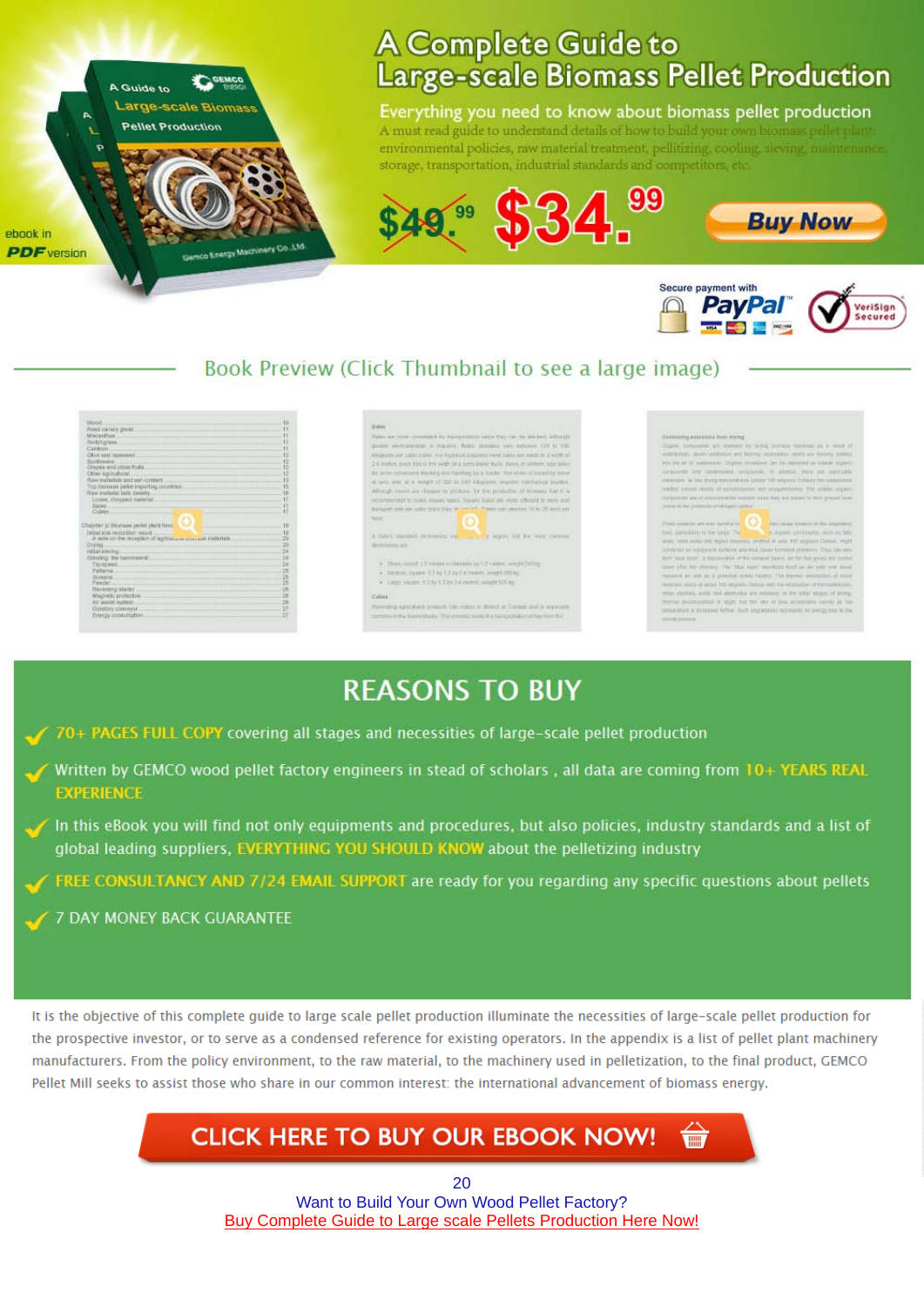# A Complete Guide to Large-scale Biomass Pellet Production

## Everything you need to know about biomass pellet production

A must read guide to understand details of how to build your own biomass pellet plant: environmental policies, raw material treatment, pellitizing, cooling, sieving, maintenance, storage, transportation, industrial standards and competitors, etc.

ebook in **PDF** version

~~$49.99~~ **$34.99**

**Buy Now**

Secure payment with PayPal

VeriSign Secured

## Book Preview (Click Thumbnail to see a large image)

## REASONS TO BUY

- **70+ PAGES FULL COPY** covering all stages and necessities of large-scale pellet production
- Written by GEMCO wood pellet factory engineers in stead of scholars , all data are coming from **10+ YEARS REAL EXPERIENCE**
- In this eBook you will find not only equipments and procedures, but also policies, industry standards and a list of global leading suppliers, **EVERYTHING YOU SHOULD KNOW** about the pelletizing industry
- **FREE CONSULTANCY AND 7/24 EMAIL SUPPORT** are ready for you regarding any specific questions about pellets
- 7 DAY MONEY BACK GUARANTEE

It is the objective of this complete guide to large scale pellet production illuminate the necessities of large-scale pellet production for the prospective investor, or to serve as a condensed reference for existing operators. In the appendix is a list of pellet plant machinery manufacturers. From the policy environment, to the raw material, to the machinery used in pelletization, to the final product, GEMCO Pellet Mill seeks to assist those who share in our common interest: the international advancement of biomass energy.

**CLICK HERE TO BUY OUR EBOOK NOW!**

Want to Build Your Own Wood Pellet Factory?
Buy Complete Guide to Large scale Pellets Production Here Now!